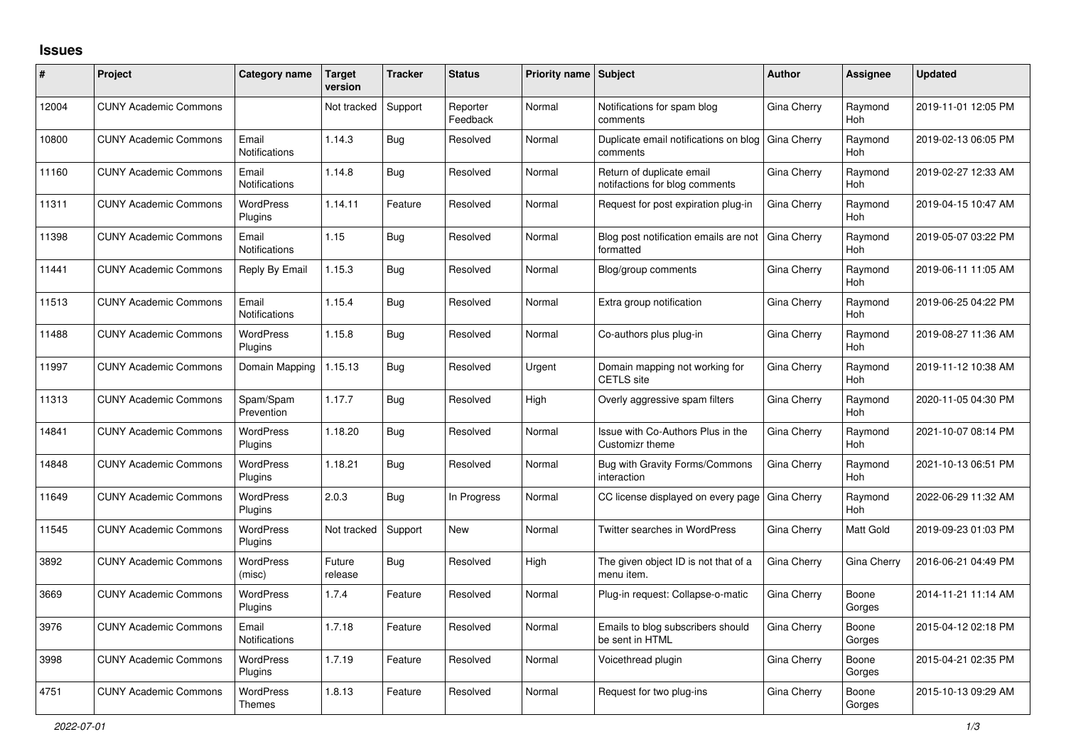# Issues

| # | Project | Category name | Target version | Tracker | Status | Priority name | Subject | Author | Assignee | Updated |
|---|---|---|---|---|---|---|---|---|---|---|
| 12004 | CUNY Academic Commons | | Not tracked | Support | Reporter Feedback | Normal | Notifications for spam blog comments | Gina Cherry | Raymond Hoh | 2019-11-01 12:05 PM |
| 10800 | CUNY Academic Commons | Email Notifications | 1.14.3 | Bug | Resolved | Normal | Duplicate email notifications on blog comments | Gina Cherry | Raymond Hoh | 2019-02-13 06:05 PM |
| 11160 | CUNY Academic Commons | Email Notifications | 1.14.8 | Bug | Resolved | Normal | Return of duplicate email notifactions for blog comments | Gina Cherry | Raymond Hoh | 2019-02-27 12:33 AM |
| 11311 | CUNY Academic Commons | WordPress Plugins | 1.14.11 | Feature | Resolved | Normal | Request for post expiration plug-in | Gina Cherry | Raymond Hoh | 2019-04-15 10:47 AM |
| 11398 | CUNY Academic Commons | Email Notifications | 1.15 | Bug | Resolved | Normal | Blog post notification emails are not formatted | Gina Cherry | Raymond Hoh | 2019-05-07 03:22 PM |
| 11441 | CUNY Academic Commons | Reply By Email | 1.15.3 | Bug | Resolved | Normal | Blog/group comments | Gina Cherry | Raymond Hoh | 2019-06-11 11:05 AM |
| 11513 | CUNY Academic Commons | Email Notifications | 1.15.4 | Bug | Resolved | Normal | Extra group notification | Gina Cherry | Raymond Hoh | 2019-06-25 04:22 PM |
| 11488 | CUNY Academic Commons | WordPress Plugins | 1.15.8 | Bug | Resolved | Normal | Co-authors plus plug-in | Gina Cherry | Raymond Hoh | 2019-08-27 11:36 AM |
| 11997 | CUNY Academic Commons | Domain Mapping | 1.15.13 | Bug | Resolved | Urgent | Domain mapping not working for CETLS site | Gina Cherry | Raymond Hoh | 2019-11-12 10:38 AM |
| 11313 | CUNY Academic Commons | Spam/Spam Prevention | 1.17.7 | Bug | Resolved | High | Overly aggressive spam filters | Gina Cherry | Raymond Hoh | 2020-11-05 04:30 PM |
| 14841 | CUNY Academic Commons | WordPress Plugins | 1.18.20 | Bug | Resolved | Normal | Issue with Co-Authors Plus in the Customizr theme | Gina Cherry | Raymond Hoh | 2021-10-07 08:14 PM |
| 14848 | CUNY Academic Commons | WordPress Plugins | 1.18.21 | Bug | Resolved | Normal | Bug with Gravity Forms/Commons interaction | Gina Cherry | Raymond Hoh | 2021-10-13 06:51 PM |
| 11649 | CUNY Academic Commons | WordPress Plugins | 2.0.3 | Bug | In Progress | Normal | CC license displayed on every page | Gina Cherry | Raymond Hoh | 2022-06-29 11:32 AM |
| 11545 | CUNY Academic Commons | WordPress Plugins | Not tracked | Support | New | Normal | Twitter searches in WordPress | Gina Cherry | Matt Gold | 2019-09-23 01:03 PM |
| 3892 | CUNY Academic Commons | WordPress (misc) | Future release | Bug | Resolved | High | The given object ID is not that of a menu item. | Gina Cherry | Gina Cherry | 2016-06-21 04:49 PM |
| 3669 | CUNY Academic Commons | WordPress Plugins | 1.7.4 | Feature | Resolved | Normal | Plug-in request: Collapse-o-matic | Gina Cherry | Boone Gorges | 2014-11-21 11:14 AM |
| 3976 | CUNY Academic Commons | Email Notifications | 1.7.18 | Feature | Resolved | Normal | Emails to blog subscribers should be sent in HTML | Gina Cherry | Boone Gorges | 2015-04-12 02:18 PM |
| 3998 | CUNY Academic Commons | WordPress Plugins | 1.7.19 | Feature | Resolved | Normal | Voicethread plugin | Gina Cherry | Boone Gorges | 2015-04-21 02:35 PM |
| 4751 | CUNY Academic Commons | WordPress Themes | 1.8.13 | Feature | Resolved | Normal | Request for two plug-ins | Gina Cherry | Boone Gorges | 2015-10-13 09:29 AM |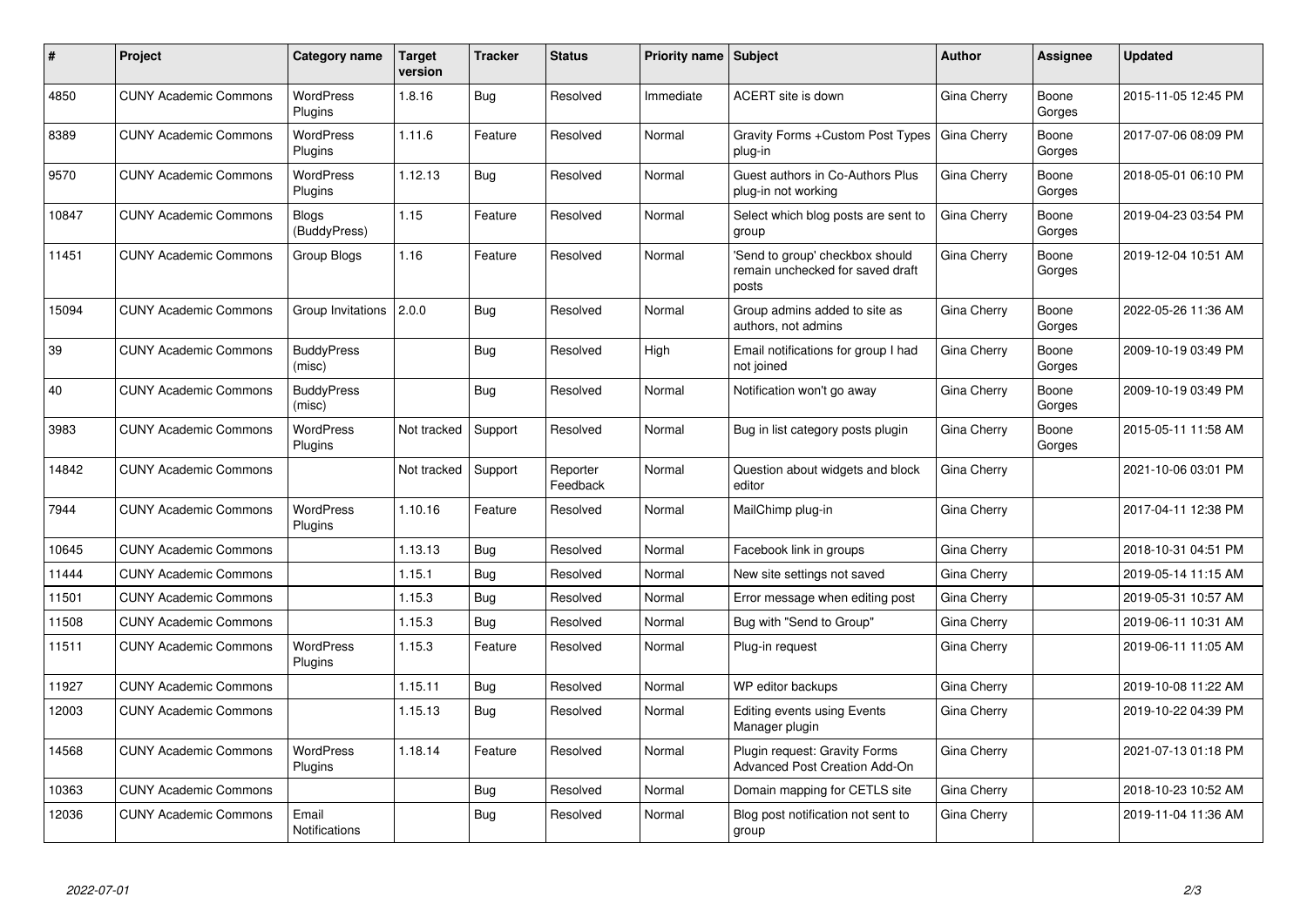| # | Project | Category name | Target version | Tracker | Status | Priority name | Subject | Author | Assignee | Updated |
|---|---|---|---|---|---|---|---|---|---|---|
| 4850 | CUNY Academic Commons | WordPress Plugins | 1.8.16 | Bug | Resolved | Immediate | ACERT site is down | Gina Cherry | Boone Gorges | 2015-11-05 12:45 PM |
| 8389 | CUNY Academic Commons | WordPress Plugins | 1.11.6 | Feature | Resolved | Normal | Gravity Forms +Custom Post Types plug-in | Gina Cherry | Boone Gorges | 2017-07-06 08:09 PM |
| 9570 | CUNY Academic Commons | WordPress Plugins | 1.12.13 | Bug | Resolved | Normal | Guest authors in Co-Authors Plus plug-in not working | Gina Cherry | Boone Gorges | 2018-05-01 06:10 PM |
| 10847 | CUNY Academic Commons | Blogs (BuddyPress) | 1.15 | Feature | Resolved | Normal | Select which blog posts are sent to group | Gina Cherry | Boone Gorges | 2019-04-23 03:54 PM |
| 11451 | CUNY Academic Commons | Group Blogs | 1.16 | Feature | Resolved | Normal | 'Send to group' checkbox should remain unchecked for saved draft posts | Gina Cherry | Boone Gorges | 2019-12-04 10:51 AM |
| 15094 | CUNY Academic Commons | Group Invitations | 2.0.0 | Bug | Resolved | Normal | Group admins added to site as authors, not admins | Gina Cherry | Boone Gorges | 2022-05-26 11:36 AM |
| 39 | CUNY Academic Commons | BuddyPress (misc) | | Bug | Resolved | High | Email notifications for group I had not joined | Gina Cherry | Boone Gorges | 2009-10-19 03:49 PM |
| 40 | CUNY Academic Commons | BuddyPress (misc) | | Bug | Resolved | Normal | Notification won't go away | Gina Cherry | Boone Gorges | 2009-10-19 03:49 PM |
| 3983 | CUNY Academic Commons | WordPress Plugins | Not tracked | Support | Resolved | Normal | Bug in list category posts plugin | Gina Cherry | Boone Gorges | 2015-05-11 11:58 AM |
| 14842 | CUNY Academic Commons | | Not tracked | Support | Reporter Feedback | Normal | Question about widgets and block editor | Gina Cherry | | 2021-10-06 03:01 PM |
| 7944 | CUNY Academic Commons | WordPress Plugins | 1.10.16 | Feature | Resolved | Normal | MailChimp plug-in | Gina Cherry | | 2017-04-11 12:38 PM |
| 10645 | CUNY Academic Commons | | 1.13.13 | Bug | Resolved | Normal | Facebook link in groups | Gina Cherry | | 2018-10-31 04:51 PM |
| 11444 | CUNY Academic Commons | | 1.15.1 | Bug | Resolved | Normal | New site settings not saved | Gina Cherry | | 2019-05-14 11:15 AM |
| 11501 | CUNY Academic Commons | | 1.15.3 | Bug | Resolved | Normal | Error message when editing post | Gina Cherry | | 2019-05-31 10:57 AM |
| 11508 | CUNY Academic Commons | | 1.15.3 | Bug | Resolved | Normal | Bug with "Send to Group" | Gina Cherry | | 2019-06-11 10:31 AM |
| 11511 | CUNY Academic Commons | WordPress Plugins | 1.15.3 | Feature | Resolved | Normal | Plug-in request | Gina Cherry | | 2019-06-11 11:05 AM |
| 11927 | CUNY Academic Commons | | 1.15.11 | Bug | Resolved | Normal | WP editor backups | Gina Cherry | | 2019-10-08 11:22 AM |
| 12003 | CUNY Academic Commons | | 1.15.13 | Bug | Resolved | Normal | Editing events using Events Manager plugin | Gina Cherry | | 2019-10-22 04:39 PM |
| 14568 | CUNY Academic Commons | WordPress Plugins | 1.18.14 | Feature | Resolved | Normal | Plugin request: Gravity Forms Advanced Post Creation Add-On | Gina Cherry | | 2021-07-13 01:18 PM |
| 10363 | CUNY Academic Commons | | | Bug | Resolved | Normal | Domain mapping for CETLS site | Gina Cherry | | 2018-10-23 10:52 AM |
| 12036 | CUNY Academic Commons | Email Notifications | | Bug | Resolved | Normal | Blog post notification not sent to group | Gina Cherry | | 2019-11-04 11:36 AM |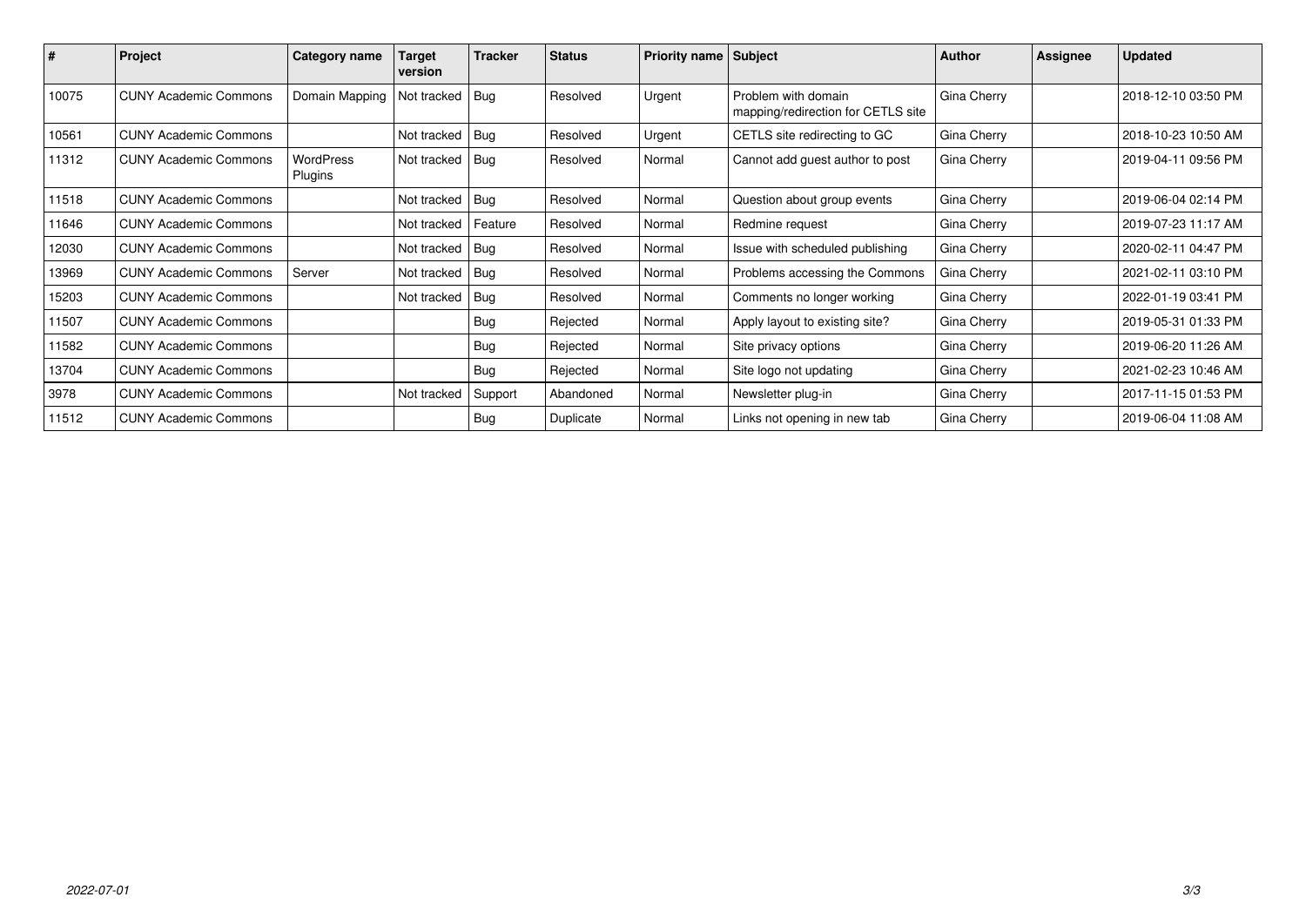| # | Project | Category name | Target version | Tracker | Status | Priority name | Subject | Author | Assignee | Updated |
|---|---|---|---|---|---|---|---|---|---|---|
| 10075 | CUNY Academic Commons | Domain Mapping | Not tracked | Bug | Resolved | Urgent | Problem with domain mapping/redirection for CETLS site | Gina Cherry | | 2018-12-10 03:50 PM |
| 10561 | CUNY Academic Commons | | Not tracked | Bug | Resolved | Urgent | CETLS site redirecting to GC | Gina Cherry | | 2018-10-23 10:50 AM |
| 11312 | CUNY Academic Commons | WordPress Plugins | Not tracked | Bug | Resolved | Normal | Cannot add guest author to post | Gina Cherry | | 2019-04-11 09:56 PM |
| 11518 | CUNY Academic Commons | | Not tracked | Bug | Resolved | Normal | Question about group events | Gina Cherry | | 2019-06-04 02:14 PM |
| 11646 | CUNY Academic Commons | | Not tracked | Feature | Resolved | Normal | Redmine request | Gina Cherry | | 2019-07-23 11:17 AM |
| 12030 | CUNY Academic Commons | | Not tracked | Bug | Resolved | Normal | Issue with scheduled publishing | Gina Cherry | | 2020-02-11 04:47 PM |
| 13969 | CUNY Academic Commons | Server | Not tracked | Bug | Resolved | Normal | Problems accessing the Commons | Gina Cherry | | 2021-02-11 03:10 PM |
| 15203 | CUNY Academic Commons | | Not tracked | Bug | Resolved | Normal | Comments no longer working | Gina Cherry | | 2022-01-19 03:41 PM |
| 11507 | CUNY Academic Commons | | | Bug | Rejected | Normal | Apply layout to existing site? | Gina Cherry | | 2019-05-31 01:33 PM |
| 11582 | CUNY Academic Commons | | | Bug | Rejected | Normal | Site privacy options | Gina Cherry | | 2019-06-20 11:26 AM |
| 13704 | CUNY Academic Commons | | | Bug | Rejected | Normal | Site logo not updating | Gina Cherry | | 2021-02-23 10:46 AM |
| 3978 | CUNY Academic Commons | | Not tracked | Support | Abandoned | Normal | Newsletter plug-in | Gina Cherry | | 2017-11-15 01:53 PM |
| 11512 | CUNY Academic Commons | | | Bug | Duplicate | Normal | Links not opening in new tab | Gina Cherry | | 2019-06-04 11:08 AM |